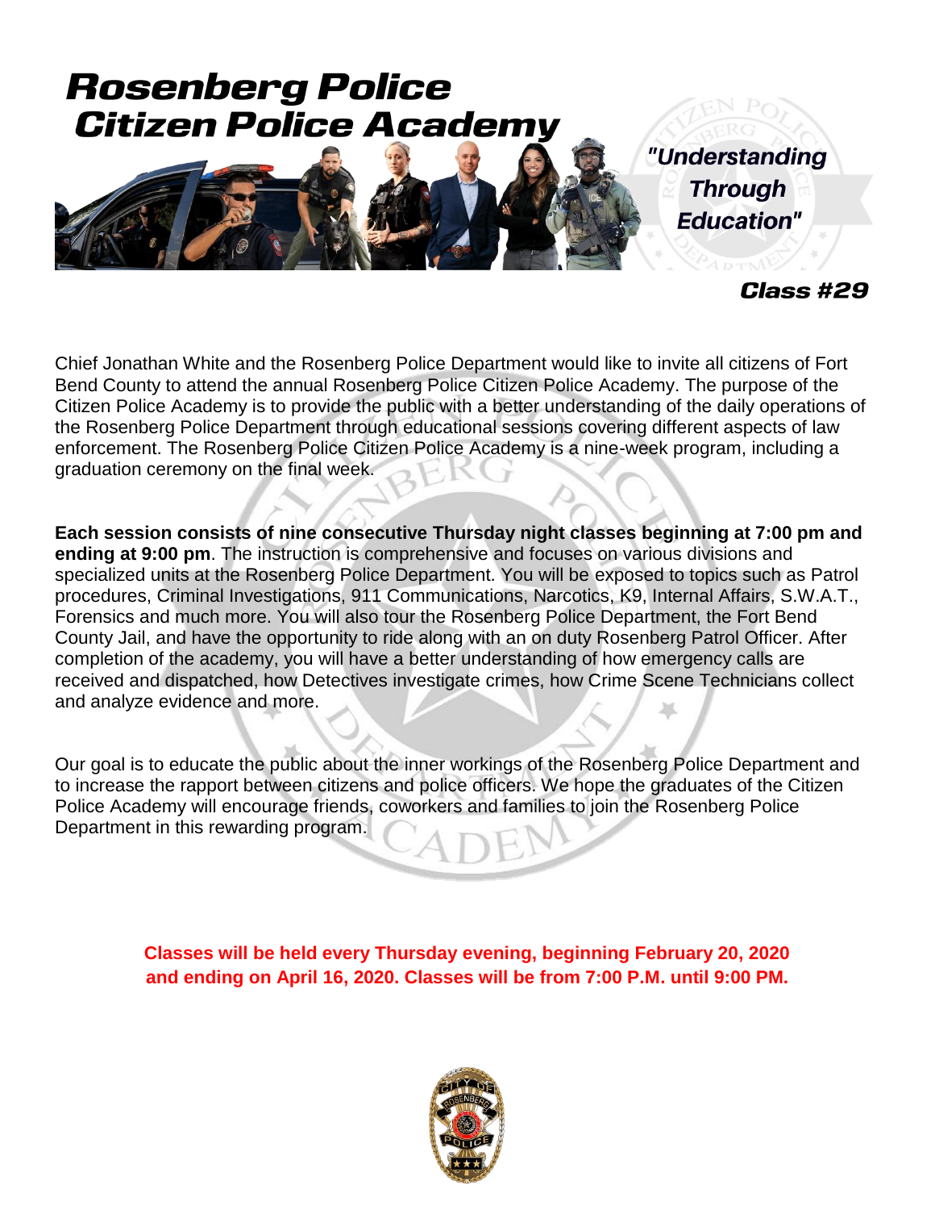# Rosenberg Police Citizen Police Academy

*"Understanding Through Education"*

***Class #29***

Chief Jonathan White and the Rosenberg Police Department would like to invite all citizens of Fort Bend County to attend the annual Rosenberg Police Citizen Police Academy. The purpose of the Citizen Police Academy is to provide the public with a better understanding of the daily operations of the Rosenberg Police Department through educational sessions covering different aspects of law enforcement. The Rosenberg Police Citizen Police Academy is a nine-week program, including a graduation ceremony on the final week.

**Each session consists of nine consecutive Thursday night classes beginning at 7:00 pm and ending at 9:00 pm**. The instruction is comprehensive and focuses on various divisions and specialized units at the Rosenberg Police Department. You will be exposed to topics such as Patrol procedures, Criminal Investigations, 911 Communications, Narcotics, K9, Internal Affairs, S.W.A.T., Forensics and much more. You will also tour the Rosenberg Police Department, the Fort Bend County Jail, and have the opportunity to ride along with an on duty Rosenberg Patrol Officer. After completion of the academy, you will have a better understanding of how emergency calls are received and dispatched, how Detectives investigate crimes, how Crime Scene Technicians collect and analyze evidence and more.

Our goal is to educate the public about the inner workings of the Rosenberg Police Department and to increase the rapport between citizens and police officers. We hope the graduates of the Citizen Police Academy will encourage friends, coworkers and families to join the Rosenberg Police Department in this rewarding program.

**Classes will be held every Thursday evening, beginning February 20, 2020 and ending on April 16, 2020. Classes will be from 7:00 P.M. until 9:00 PM.**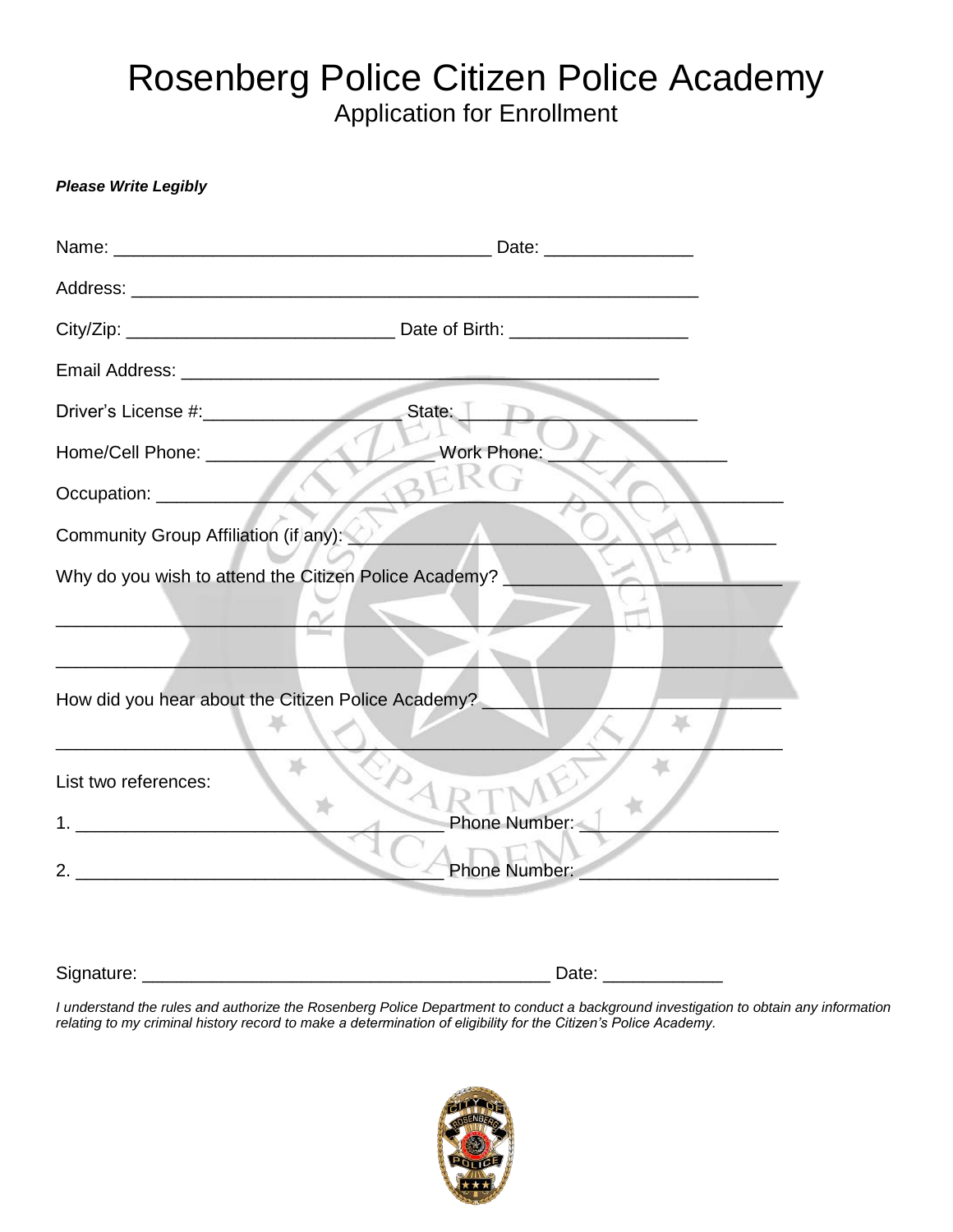# Rosenberg Police Citizen Police Academy

## Application for Enrollment

***Please Write Legibly***

Name: ______________________________________ Date: _______________

Address: _________________________________________________________

City/Zip: ___________________________ Date of Birth: __________________

Email Address: ________________________________________________

Driver's License #:___________________ State: ________________________

Home/Cell Phone: ______________________ Work Phone: __________________

Occupation: ____________________________________________________________

Community Group Affiliation (if any): ___________________________________________

Why do you wish to attend the Citizen Police Academy? ___________________________

________________________________________________________________________

________________________________________________________________________

How did you hear about the Citizen Police Academy? ______________________________

________________________________________________________________________

List two references:

1. ____________________________________ Phone Number: ____________________

2. ____________________________________ Phone Number: ____________________

Signature: _________________________________________ Date: ____________

*I understand the rules and authorize the Rosenberg Police Department to conduct a background investigation to obtain any information relating to my criminal history record to make a determination of eligibility for the Citizen's Police Academy.*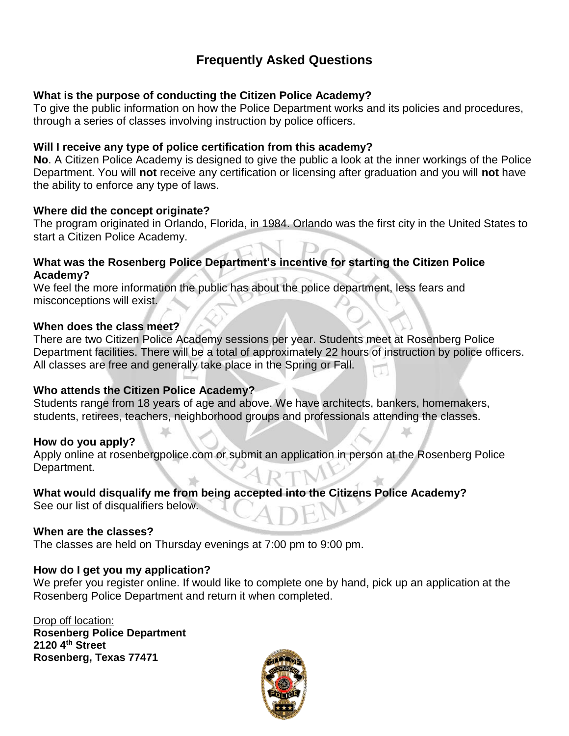# Frequently Asked Questions

**What is the purpose of conducting the Citizen Police Academy?**
To give the public information on how the Police Department works and its policies and procedures, through a series of classes involving instruction by police officers.

**Will I receive any type of police certification from this academy?**
**No**. A Citizen Police Academy is designed to give the public a look at the inner workings of the Police Department. You will **not** receive any certification or licensing after graduation and you will **not** have the ability to enforce any type of laws.

**Where did the concept originate?**
The program originated in Orlando, Florida, in 1984. Orlando was the first city in the United States to start a Citizen Police Academy.

**What was the Rosenberg Police Department's incentive for starting the Citizen Police Academy?**
We feel the more information the public has about the police department, less fears and misconceptions will exist.

**When does the class meet?**
There are two Citizen Police Academy sessions per year. Students meet at Rosenberg Police Department facilities. There will be a total of approximately 22 hours of instruction by police officers. All classes are free and generally take place in the Spring or Fall.

**Who attends the Citizen Police Academy?**
Students range from 18 years of age and above. We have architects, bankers, homemakers, students, retirees, teachers, neighborhood groups and professionals attending the classes.

**How do you apply?**
Apply online at rosenbergpolice.com or submit an application in person at the Rosenberg Police Department.

**What would disqualify me from being accepted into the Citizens Police Academy?**
See our list of disqualifiers below.

**When are the classes?**
The classes are held on Thursday evenings at 7:00 pm to 9:00 pm.

**How do I get you my application?**
We prefer you register online. If would like to complete one by hand, pick up an application at the Rosenberg Police Department and return it when completed.

Drop off location:
**Rosenberg Police Department**
**2120 4th Street**
**Rosenberg, Texas 77471**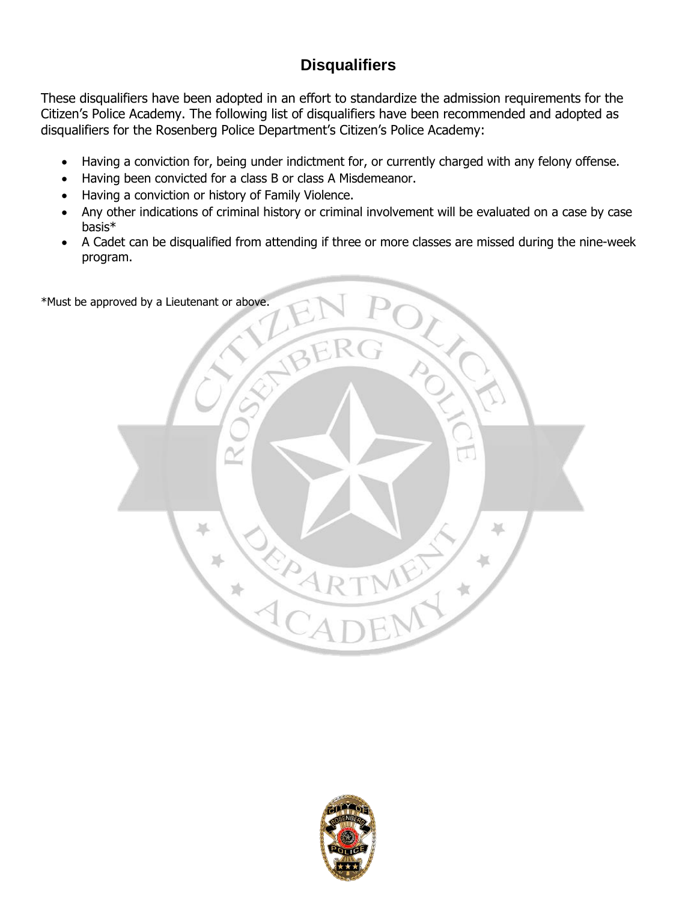# Disqualifiers

These disqualifiers have been adopted in an effort to standardize the admission requirements for the Citizen's Police Academy. The following list of disqualifiers have been recommended and adopted as disqualifiers for the Rosenberg Police Department's Citizen's Police Academy:

- Having a conviction for, being under indictment for, or currently charged with any felony offense.
- Having been convicted for a class B or class A Misdemeanor.
- Having a conviction or history of Family Violence.
- Any other indications of criminal history or criminal involvement will be evaluated on a case by case basis*
- A Cadet can be disqualified from attending if three or more classes are missed during the nine-week program.

*Must be approved by a Lieutenant or above.